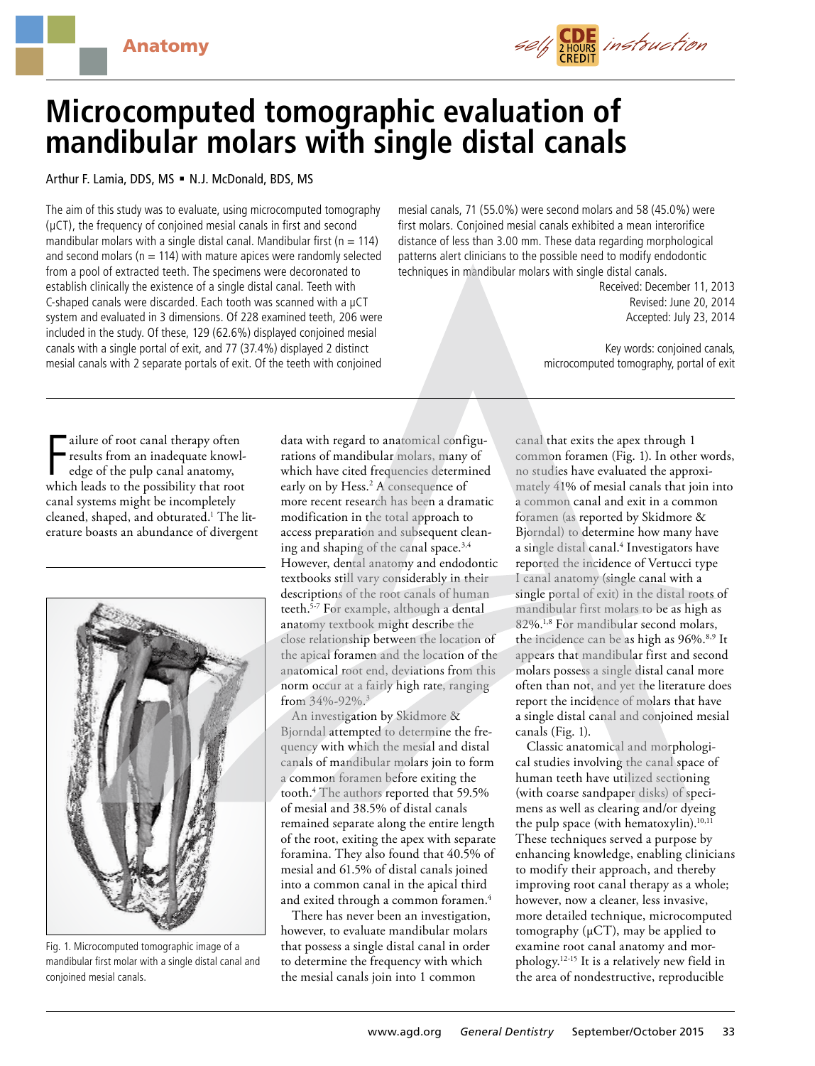Anatomy

self CDE 2 HOURS CREDIT instruction

# Microcomputed tomographic evaluation of mandibular molars with single distal canals

Arthur F. Lamia, DDS, MS ▪ N.J. McDonald, BDS, MS

The aim of this study was to evaluate, using microcomputed tomography (μCT), the frequency of conjoined mesial canals in first and second mandibular molars with a single distal canal. Mandibular first (n = 114) and second molars (n = 114) with mature apices were randomly selected from a pool of extracted teeth. The specimens were decoronated to establish clinically the existence of a single distal canal. Teeth with C-shaped canals were discarded. Each tooth was scanned with a μCT system and evaluated in 3 dimensions. Of 228 examined teeth, 206 were included in the study. Of these, 129 (62.6%) displayed conjoined mesial canals with a single portal of exit, and 77 (37.4%) displayed 2 distinct mesial canals with 2 separate portals of exit. Of the teeth with conjoined mesial canals, 71 (55.0%) were second molars and 58 (45.0%) were first molars. Conjoined mesial canals exhibited a mean interorifice distance of less than 3.00 mm. These data regarding morphological patterns alert clinicians to the possible need to modify endodontic techniques in mandibular molars with single distal canals.

Received: December 11, 2013
Revised: June 20, 2014
Accepted: July 23, 2014

Key words: conjoined canals, microcomputed tomography, portal of exit

Failure of root canal therapy often results from an inadequate knowledge of the pulp canal anatomy, which leads to the possibility that root canal systems might be incompletely cleaned, shaped, and obturated.[1] The literature boasts an abundance of divergent data with regard to anatomical configurations of mandibular molars, many of which have cited frequencies determined early on by Hess.[2] A consequence of more recent research has been a dramatic modification in the total approach to access preparation and subsequent cleaning and shaping of the canal space.[3,4] However, dental anatomy and endodontic textbooks still vary considerably in their descriptions of the root canals of human teeth.[5-7] For example, although a dental anatomy textbook might describe the close relationship between the location of the apical foramen and the location of the anatomical root end, deviations from this norm occur at a fairly high rate, ranging from 34%-92%.[3]

An investigation by Skidmore & Bjorndal attempted to determine the frequency with which the mesial and distal canals of mandibular molars join to form a common foramen before exiting the tooth.[4] The authors reported that 59.5% of mesial and 38.5% of distal canals remained separate along the entire length of the root, exiting the apex with separate foramina. They also found that 40.5% of mesial and 61.5% of distal canals joined into a common canal in the apical third and exited through a common foramen.[4]

There has never been an investigation, however, to evaluate mandibular molars that possess a single distal canal in order to determine the frequency with which the mesial canals join into 1 common canal that exits the apex through 1 common foramen (Fig. 1). In other words, no studies have evaluated the approximately 41% of mesial canals that join into a common canal and exit in a common foramen (as reported by Skidmore & Bjorndal) to determine how many have a single distal canal.[4] Investigators have reported the incidence of Vertucci type I canal anatomy (single canal with a single portal of exit) in the distal roots of mandibular first molars to be as high as 82%.[1,8] For mandibular second molars, the incidence can be as high as 96%.[8,9] It appears that mandibular first and second molars possess a single distal canal more often than not, and yet the literature does report the incidence of molars that have a single distal canal and conjoined mesial canals (Fig. 1).

Classic anatomical and morphological studies involving the canal space of human teeth have utilized sectioning (with coarse sandpaper disks) of specimens as well as clearing and/or dyeing the pulp space (with hematoxylin).[10,11] These techniques served a purpose by enhancing knowledge, enabling clinicians to modify their approach, and thereby improving root canal therapy as a whole; however, now a cleaner, less invasive, more detailed technique, microcomputed tomography (μCT), may be applied to examine root canal anatomy and morphology.[12-15] It is a relatively new field in the area of nondestructive, reproducible

Fig. 1. Microcomputed tomographic image of a mandibular first molar with a single distal canal and conjoined mesial canals.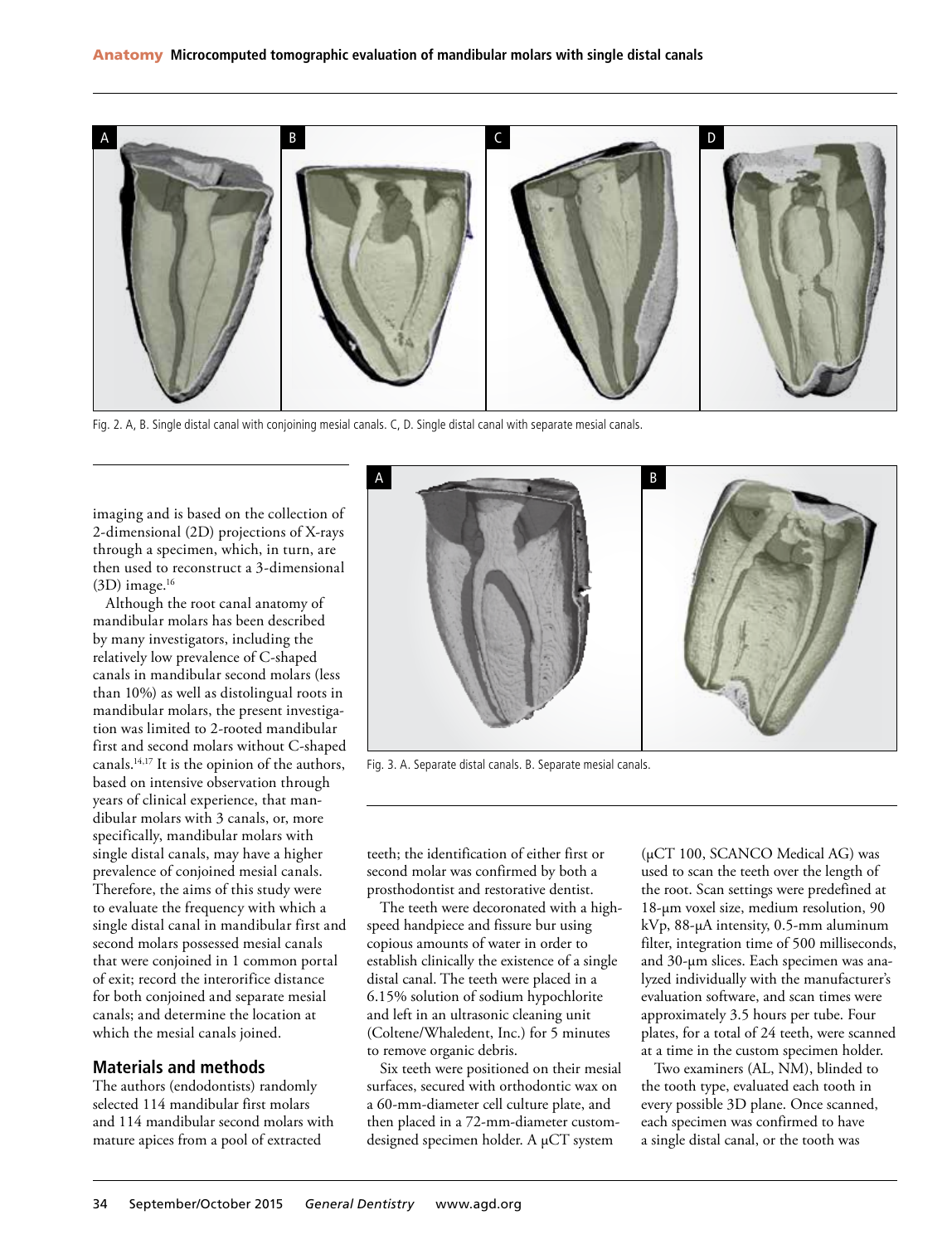Fig. 2. A, B. Single distal canal with conjoining mesial canals. C, D. Single distal canal with separate mesial canals.

imaging and is based on the collection of 2-dimensional (2D) projections of X-rays through a specimen, which, in turn, are then used to reconstruct a 3-dimensional (3D) image.[16]

Although the root canal anatomy of mandibular molars has been described by many investigators, including the relatively low prevalence of C-shaped canals in mandibular second molars (less than 10%) as well as distolingual roots in mandibular molars, the present investigation was limited to 2-rooted mandibular first and second molars without C-shaped canals.[14,17] It is the opinion of the authors, based on intensive observation through years of clinical experience, that mandibular molars with 3 canals, or, more specifically, mandibular molars with single distal canals, may have a higher prevalence of conjoined mesial canals. Therefore, the aims of this study were to evaluate the frequency with which a single distal canal in mandibular first and second molars possessed mesial canals that were conjoined in 1 common portal of exit; record the interorifice distance for both conjoined and separate mesial canals; and determine the location at which the mesial canals joined.

Fig. 3. A. Separate distal canals. B. Separate mesial canals.

## Materials and methods

The authors (endodontists) randomly selected 114 mandibular first molars and 114 mandibular second molars with mature apices from a pool of extracted teeth; the identification of either first or second molar was confirmed by both a prosthodontist and restorative dentist.

The teeth were decoronated with a high-speed handpiece and fissure bur using copious amounts of water in order to establish clinically the existence of a single distal canal. The teeth were placed in a 6.15% solution of sodium hypochlorite and left in an ultrasonic cleaning unit (Coltene/Whaledent, Inc.) for 5 minutes to remove organic debris.

Six teeth were positioned on their mesial surfaces, secured with orthodontic wax on a 60-mm-diameter cell culture plate, and then placed in a 72-mm-diameter custom-designed specimen holder. A μCT system (μCT 100, SCANCO Medical AG) was used to scan the teeth over the length of the root. Scan settings were predefined at 18-μm voxel size, medium resolution, 90 kVp, 88-μA intensity, 0.5-mm aluminum filter, integration time of 500 milliseconds, and 30-μm slices. Each specimen was analyzed individually with the manufacturer's evaluation software, and scan times were approximately 3.5 hours per tube. Four plates, for a total of 24 teeth, were scanned at a time in the custom specimen holder.

Two examiners (AL, NM), blinded to the tooth type, evaluated each tooth in every possible 3D plane. Once scanned, each specimen was confirmed to have a single distal canal, or the tooth was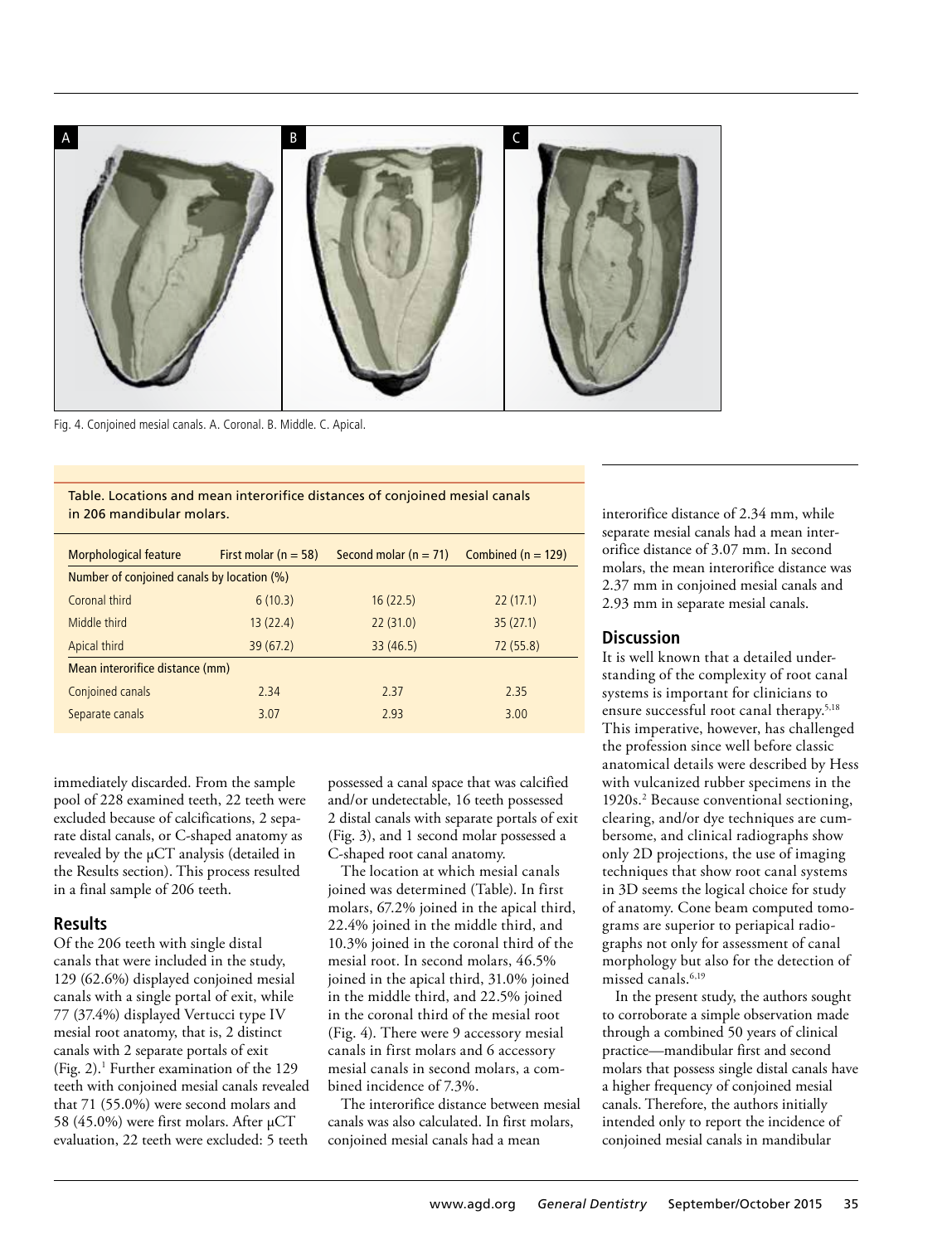Fig. 4. Conjoined mesial canals. A. Coronal. B. Middle. C. Apical.

Table. Locations and mean interorifice distances of conjoined mesial canals in 206 mandibular molars.

| Morphological feature | First molar (n = 58) | Second molar (n = 71) | Combined (n = 129) |
|---|---|---|---|
| Number of conjoined canals by location (%) | | | |
| Coronal third | 6 (10.3) | 16 (22.5) | 22 (17.1) |
| Middle third | 13 (22.4) | 22 (31.0) | 35 (27.1) |
| Apical third | 39 (67.2) | 33 (46.5) | 72 (55.8) |
| Mean interorifice distance (mm) | | | |
| Conjoined canals | 2.34 | 2.37 | 2.35 |
| Separate canals | 3.07 | 2.93 | 3.00 |

immediately discarded. From the sample pool of 228 examined teeth, 22 teeth were excluded because of calcifications, 2 separate distal canals, or C-shaped anatomy as revealed by the μCT analysis (detailed in the Results section). This process resulted in a final sample of 206 teeth.

## Results

Of the 206 teeth with single distal canals that were included in the study, 129 (62.6%) displayed conjoined mesial canals with a single portal of exit, while 77 (37.4%) displayed Vertucci type IV mesial root anatomy, that is, 2 distinct canals with 2 separate portals of exit (Fig. 2).[1] Further examination of the 129 teeth with conjoined mesial canals revealed that 71 (55.0%) were second molars and 58 (45.0%) were first molars. After μCT evaluation, 22 teeth were excluded: 5 teeth possessed a canal space that was calcified and/or undetectable, 16 teeth possessed 2 distal canals with separate portals of exit (Fig. 3), and 1 second molar possessed a C-shaped root canal anatomy.

The location at which mesial canals joined was determined (Table). In first molars, 67.2% joined in the apical third, 22.4% joined in the middle third, and 10.3% joined in the coronal third of the mesial root. In second molars, 46.5% joined in the apical third, 31.0% joined in the middle third, and 22.5% joined in the coronal third of the mesial root (Fig. 4). There were 9 accessory mesial canals in first molars and 6 accessory mesial canals in second molars, a combined incidence of 7.3%.

The interorifice distance between mesial canals was also calculated. In first molars, conjoined mesial canals had a mean interorifice distance of 2.34 mm, while separate mesial canals had a mean interorifice distance of 3.07 mm. In second molars, the mean interorifice distance was 2.37 mm in conjoined mesial canals and 2.93 mm in separate mesial canals.

## Discussion

It is well known that a detailed understanding of the complexity of root canal systems is important for clinicians to ensure successful root canal therapy.[5,18] This imperative, however, has challenged the profession since well before classic anatomical details were described by Hess with vulcanized rubber specimens in the 1920s.[2] Because conventional sectioning, clearing, and/or dye techniques are cumbersome, and clinical radiographs show only 2D projections, the use of imaging techniques that show root canal systems in 3D seems the logical choice for study of anatomy. Cone beam computed tomograms are superior to periapical radiographs not only for assessment of canal morphology but also for the detection of missed canals.[6,19]

In the present study, the authors sought to corroborate a simple observation made through a combined 50 years of clinical practice—mandibular first and second molars that possess single distal canals have a higher frequency of conjoined mesial canals. Therefore, the authors initially intended only to report the incidence of conjoined mesial canals in mandibular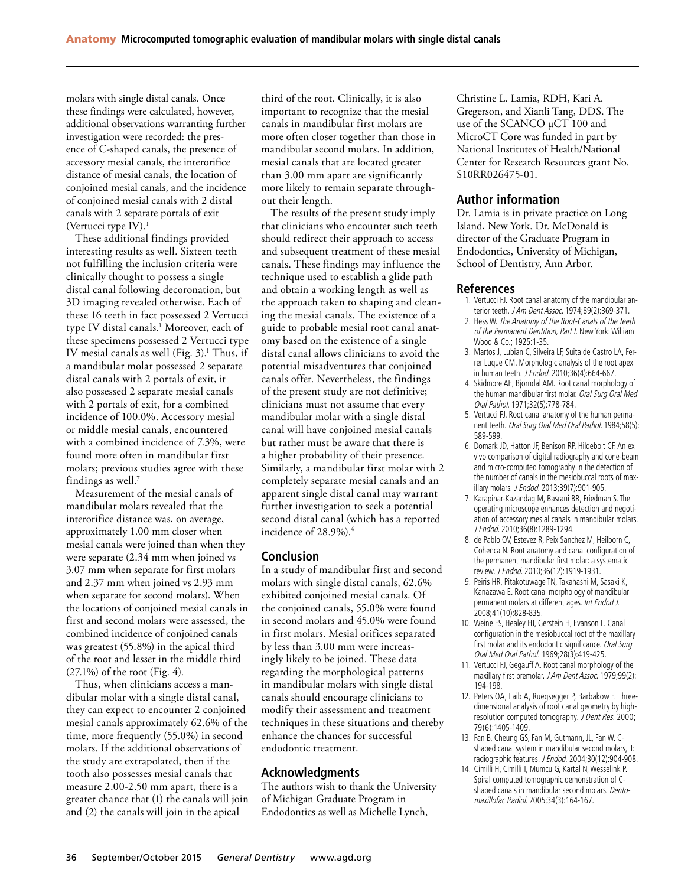molars with single distal canals. Once these findings were calculated, however, additional observations warranting further investigation were recorded: the presence of C-shaped canals, the presence of accessory mesial canals, the interorifice distance of mesial canals, the location of conjoined mesial canals, and the incidence of conjoined mesial canals with 2 distal canals with 2 separate portals of exit (Vertucci type IV).[1]

These additional findings provided interesting results as well. Sixteen teeth not fulfilling the inclusion criteria were clinically thought to possess a single distal canal following decoronation, but 3D imaging revealed otherwise. Each of these 16 teeth in fact possessed 2 Vertucci type IV distal canals.[1] Moreover, each of these specimens possessed 2 Vertucci type IV mesial canals as well (Fig. 3).[1] Thus, if a mandibular molar possessed 2 separate distal canals with 2 portals of exit, it also possessed 2 separate mesial canals with 2 portals of exit, for a combined incidence of 100.0%. Accessory mesial or middle mesial canals, encountered with a combined incidence of 7.3%, were found more often in mandibular first molars; previous studies agree with these findings as well.[7]

Measurement of the mesial canals of mandibular molars revealed that the interorifice distance was, on average, approximately 1.00 mm closer when mesial canals were joined than when they were separate (2.34 mm when joined vs 3.07 mm when separate for first molars and 2.37 mm when joined vs 2.93 mm when separate for second molars). When the locations of conjoined mesial canals in first and second molars were assessed, the combined incidence of conjoined canals was greatest (55.8%) in the apical third of the root and lesser in the middle third (27.1%) of the root (Fig. 4).

Thus, when clinicians access a mandibular molar with a single distal canal, they can expect to encounter 2 conjoined mesial canals approximately 62.6% of the time, more frequently (55.0%) in second molars. If the additional observations of the study are extrapolated, then if the tooth also possesses mesial canals that measure 2.00-2.50 mm apart, there is a greater chance that (1) the canals will join and (2) the canals will join in the apical third of the root. Clinically, it is also important to recognize that the mesial canals in mandibular first molars are more often closer together than those in mandibular second molars. In addition, mesial canals that are located greater than 3.00 mm apart are significantly more likely to remain separate throughout their length.

The results of the present study imply that clinicians who encounter such teeth should redirect their approach to access and subsequent treatment of these mesial canals. These findings may influence the technique used to establish a glide path and obtain a working length as well as the approach taken to shaping and cleaning the mesial canals. The existence of a guide to probable mesial root canal anatomy based on the existence of a single distal canal allows clinicians to avoid the potential misadventures that conjoined canals offer. Nevertheless, the findings of the present study are not definitive; clinicians must not assume that every mandibular molar with a single distal canal will have conjoined mesial canals but rather must be aware that there is a higher probability of their presence. Similarly, a mandibular first molar with 2 completely separate mesial canals and an apparent single distal canal may warrant further investigation to seek a potential second distal canal (which has a reported incidence of 28.9%).[4]

## Conclusion

In a study of mandibular first and second molars with single distal canals, 62.6% exhibited conjoined mesial canals. Of the conjoined canals, 55.0% were found in second molars and 45.0% were found in first molars. Mesial orifices separated by less than 3.00 mm were increasingly likely to be joined. These data regarding the morphological patterns in mandibular molars with single distal canals should encourage clinicians to modify their assessment and treatment techniques in these situations and thereby enhance the chances for successful endodontic treatment.

## Acknowledgments

The authors wish to thank the University of Michigan Graduate Program in Endodontics as well as Michelle Lynch, Christine L. Lamia, RDH, Kari A. Gregerson, and Xianli Tang, DDS. The use of the SCANCO μCT 100 and MicroCT Core was funded in part by National Institutes of Health/National Center for Research Resources grant No. S10RR026475-01.

## Author information

Dr. Lamia is in private practice on Long Island, New York. Dr. McDonald is director of the Graduate Program in Endodontics, University of Michigan, School of Dentistry, Ann Arbor.

## References

1. Vertucci FJ. Root canal anatomy of the mandibular anterior teeth. *J Am Dent Assoc.* 1974;89(2):369-371.
2. Hess W. *The Anatomy of the Root-Canals of the Teeth of the Permanent Dentition, Part I.* New York: William Wood & Co.; 1925:1-35.
3. Martos J, Lubian C, Silveira LF, Suita de Castro LA, Ferrer Luque CM. Morphologic analysis of the root apex in human teeth. *J Endod.* 2010;36(4):664-667.
4. Skidmore AE, Bjorndal AM. Root canal morphology of the human mandibular first molar. *Oral Surg Oral Med Oral Pathol.* 1971;32(5):778-784.
5. Vertucci FJ. Root canal anatomy of the human permanent teeth. *Oral Surg Oral Med Oral Pathol.* 1984;58(5):589-599.
6. Domark JD, Hatton JF, Benison RP, Hildebolt CF. An ex vivo comparison of digital radiography and cone-beam and micro-computed tomography in the detection of the number of canals in the mesiobuccal roots of maxillary molars. *J Endod.* 2013;39(7):901-905.
7. Karapinar-Kazandag M, Basrani BR, Friedman S. The operating microscope enhances detection and negotiation of accessory mesial canals in mandibular molars. *J Endod.* 2010;36(8):1289-1294.
8. de Pablo OV, Estevez R, Peix Sanchez M, Heilborn C, Cohenca N. Root anatomy and canal configuration of the permanent mandibular first molar: a systematic review. *J Endod.* 2010;36(12):1919-1931.
9. Peiris HR, Pitakotuwage TN, Takahashi M, Sasaki K, Kanazawa E. Root canal morphology of mandibular permanent molars at different ages. *Int Endod J.* 2008;41(10):828-835.
10. Weine FS, Healey HJ, Gerstein H, Evanson L. Canal configuration in the mesiobuccal root of the maxillary first molar and its endodontic significance. *Oral Surg Oral Med Oral Pathol.* 1969;28(3):419-425.
11. Vertucci FJ, Gegauff A. Root canal morphology of the maxillary first premolar. *J Am Dent Assoc.* 1979;99(2):194-198.
12. Peters OA, Laib A, Ruegsegger P, Barbakow F. Three-dimensional analysis of root canal geometry by high-resolution computed tomography. *J Dent Res.* 2000;79(6):1405-1409.
13. Fan B, Cheung GS, Fan M, Gutmann, JL, Fan W. C-shaped canal system in mandibular second molars, II: radiographic features. *J Endod.* 2004;30(12):904-908.
14. Cimilli H, Cimilli T, Mumcu G, Kartal N, Wesselink P. Spiral computed tomographic demonstration of C-shaped canals in mandibular second molars. *Dentomaxillofac Radiol.* 2005;34(3):164-167.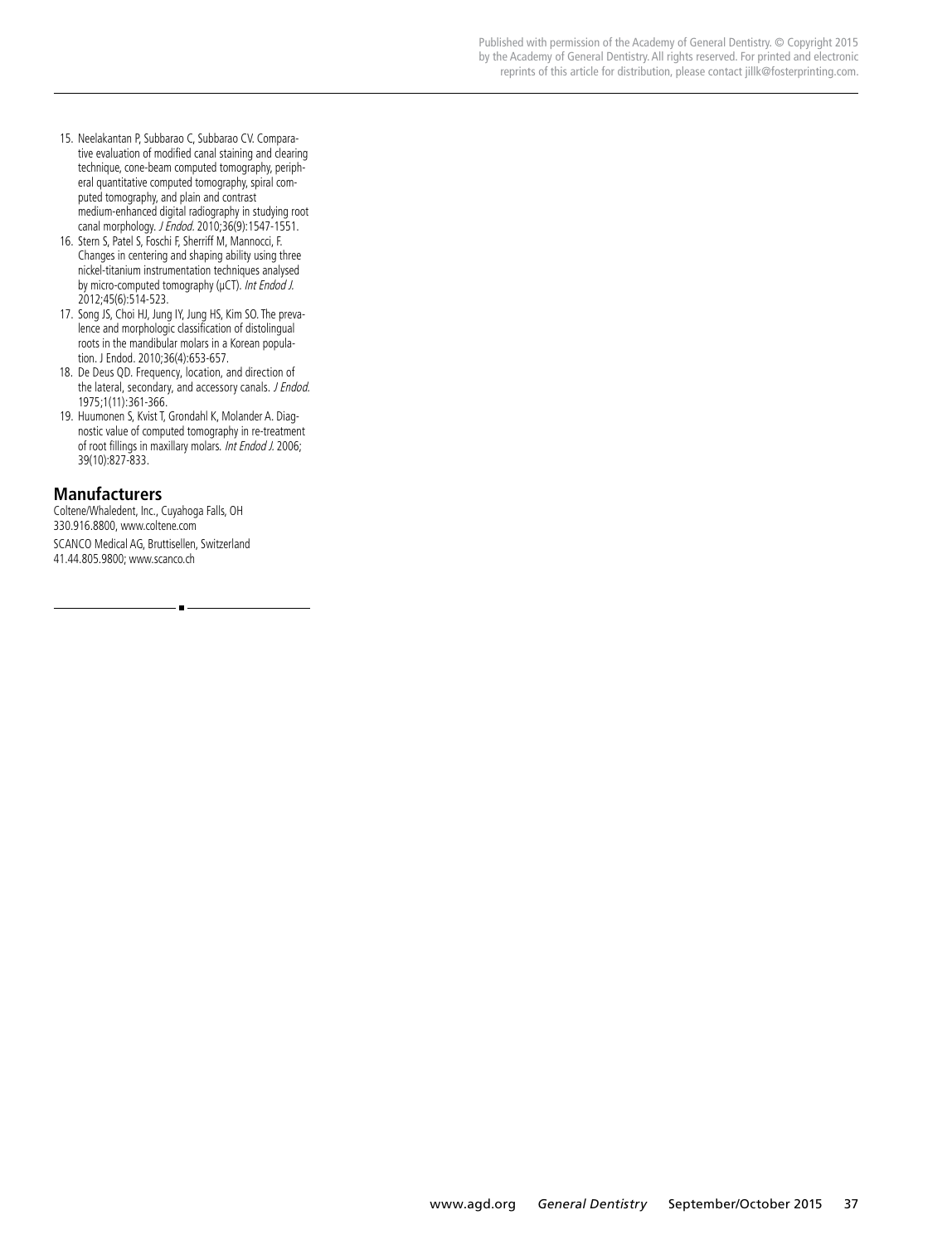15. Neelakantan P, Subbarao C, Subbarao CV. Comparative evaluation of modified canal staining and clearing technique, cone-beam computed tomography, peripheral quantitative computed tomography, spiral computed tomography, and plain and contrast medium-enhanced digital radiography in studying root canal morphology. *J Endod.* 2010;36(9):1547-1551.
16. Stern S, Patel S, Foschi F, Sherriff M, Mannocci, F. Changes in centering and shaping ability using three nickel-titanium instrumentation techniques analysed by micro-computed tomography (μCT). *Int Endod J.* 2012;45(6):514-523.
17. Song JS, Choi HJ, Jung IY, Jung HS, Kim SO. The prevalence and morphologic classification of distolingual roots in the mandibular molars in a Korean population. J Endod. 2010;36(4):653-657.
18. De Deus QD. Frequency, location, and direction of the lateral, secondary, and accessory canals. *J Endod.* 1975;1(11):361-366.
19. Huumonen S, Kvist T, Grondahl K, Molander A. Diagnostic value of computed tomography in re-treatment of root fillings in maxillary molars. *Int Endod J.* 2006; 39(10):827-833.

## Manufacturers

Coltene/Whaledent, Inc., Cuyahoga Falls, OH
330.916.8800, www.coltene.com

SCANCO Medical AG, Bruttisellen, Switzerland
41.44.805.9800; www.scanco.ch